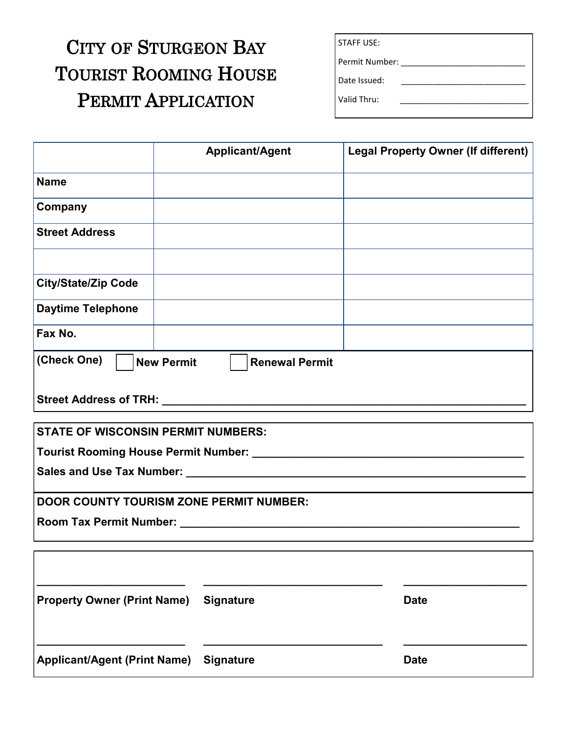# City of Sturgeon Bay Tourist Rooming House Permit Application

STAFF USE:

Permit Number: ___________________________

Date Issued: ___________________________

Valid Thru: ___________________________

| | Applicant/Agent | Legal Property Owner (If different) |
|---|---|---|
| **Name** | | |
| **Company** | | |
| **Street Address** | | |
| | | |
| **City/State/Zip Code** | | |
| **Daytime Telephone** | | |
| **Fax No.** | | |

**(Check One)** ☐ **New Permit** ☐ **Renewal Permit**

**Street Address of TRH:** ______________________________________________________________

**STATE OF WISCONSIN PERMIT NUMBERS:**

**Tourist Rooming House Permit Number:** _____________________________________________

**Sales and Use Tax Number:** _______________________________________________________

**DOOR COUNTY TOURISM ZONE PERMIT NUMBER:**

**Room Tax Permit Number:** ________________________________________________________

________________________ ______________________________ ____________________

**Property Owner (Print Name)** **Signature** **Date**

________________________ ______________________________ ____________________

**Applicant/Agent (Print Name)** **Signature** **Date**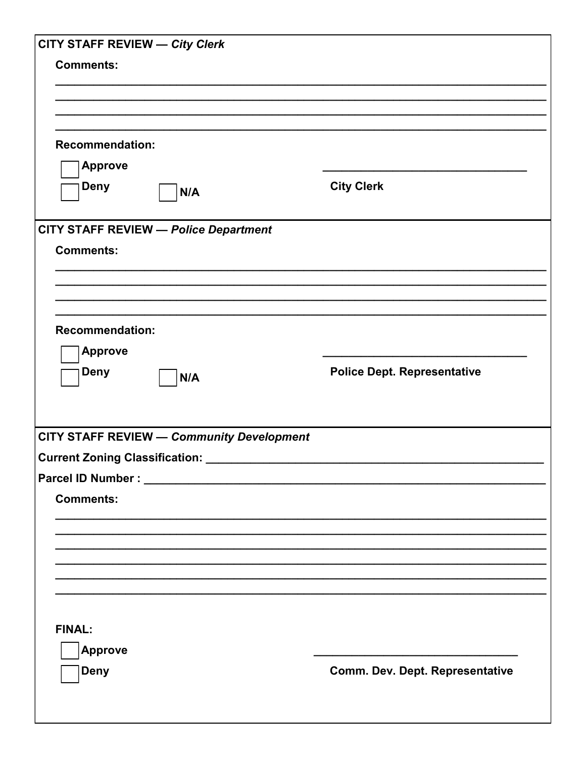## CITY STAFF REVIEW — *City Clerk*

**Comments:**

________________________________________________________________________________

________________________________________________________________________________

________________________________________________________________________________

________________________________________________________________________________

**Recommendation:**

☐ **Approve**

☐ **Deny** ☐ **N/A**

________________________________

**City Clerk**

## CITY STAFF REVIEW — *Police Department*

**Comments:**

________________________________________________________________________________

________________________________________________________________________________

________________________________________________________________________________

________________________________________________________________________________

**Recommendation:**

☐ **Approve**

☐ **Deny** ☐ **N/A**

________________________________

**Police Dept. Representative**

## CITY STAFF REVIEW — *Community Development*

**Current Zoning Classification:** ________________________________________________

**Parcel ID Number :** ____________________________________________________________

**Comments:**

________________________________________________________________________________

________________________________________________________________________________

________________________________________________________________________________

________________________________________________________________________________

________________________________________________________________________________

________________________________________________________________________________

**FINAL:**

☐ **Approve**

☐ **Deny**

________________________________

**Comm. Dev. Dept. Representative**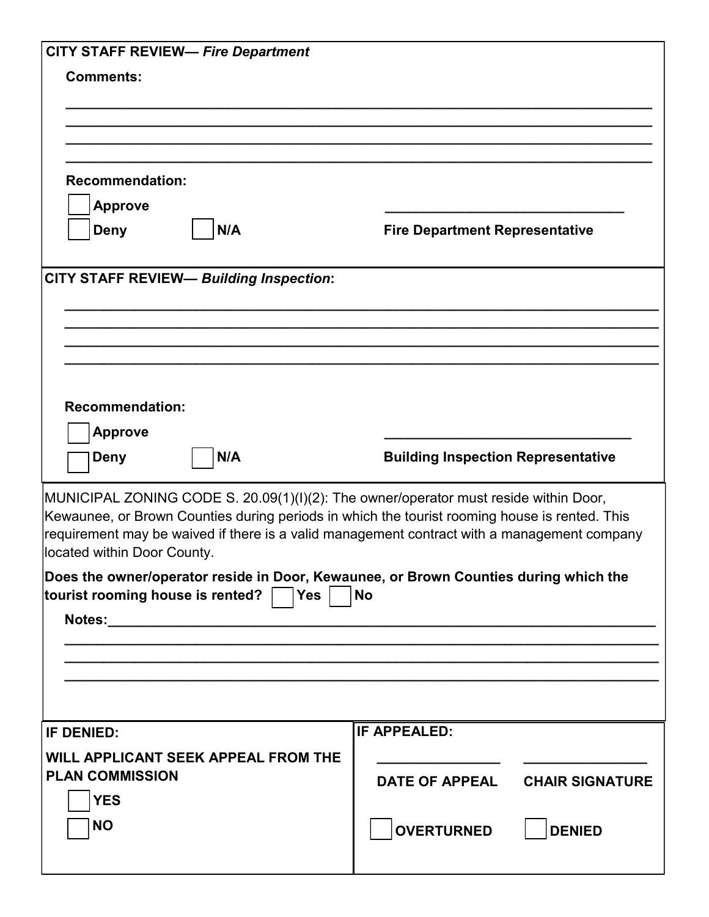**CITY STAFF REVIEW— *Fire Department***

**Comments:**

________________________________________________________________________________

________________________________________________________________________________

________________________________________________________________________________

________________________________________________________________________________

**Recommendation:**

☐ **Approve**

☐ **Deny** ☐ **N/A**

________________________________

**Fire Department Representative**

**CITY STAFF REVIEW— *Building Inspection*:**

________________________________________________________________________________

________________________________________________________________________________

________________________________________________________________________________

________________________________________________________________________________

**Recommendation:**

☐ **Approve**

☐ **Deny** ☐ **N/A**

________________________________

**Building Inspection Representative**

MUNICIPAL ZONING CODE S. 20.09(1)(I)(2): The owner/operator must reside within Door, Kewaunee, or Brown Counties during periods in which the tourist rooming house is rented. This requirement may be waived if there is a valid management contract with a management company located within Door County.

**Does the owner/operator reside in Door, Kewaunee, or Brown Counties during which the tourist rooming house is rented?** ☐ **Yes** ☐ **No**

**Notes:**________________________________________________________________________

________________________________________________________________________________

________________________________________________________________________________

________________________________________________________________________________

**IF DENIED:**

**WILL APPLICANT SEEK APPEAL FROM THE PLAN COMMISSION**

☐ **YES**

☐ **NO**

**IF APPEALED:**

________________ ________________

**DATE OF APPEAL** **CHAIR SIGNATURE**

☐ **OVERTURNED** ☐ **DENIED**